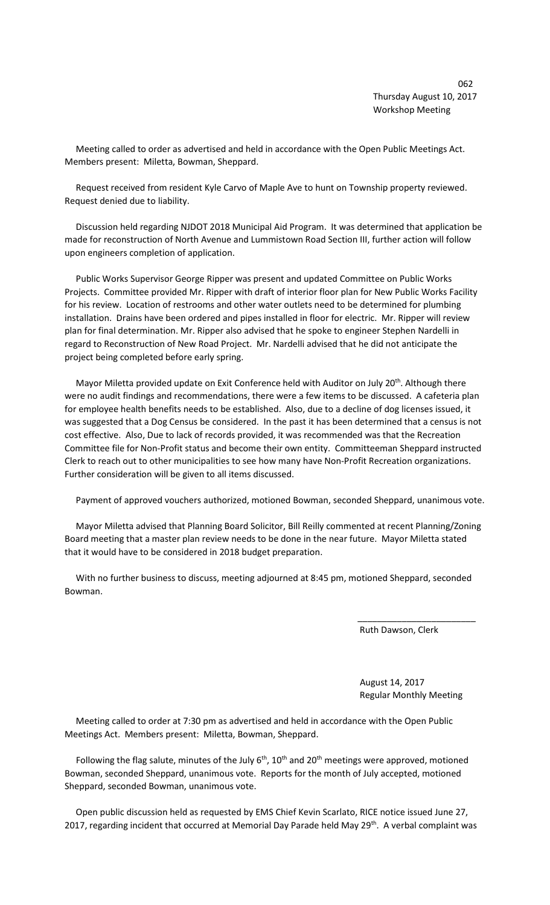Thursday August 10, 2017
Workshop Meeting

Meeting called to order as advertised and held in accordance with the Open Public Meetings Act. Members present: Miletta, Bowman, Sheppard.

Request received from resident Kyle Carvo of Maple Ave to hunt on Township property reviewed. Request denied due to liability.

Discussion held regarding NJDOT 2018 Municipal Aid Program. It was determined that application be made for reconstruction of North Avenue and Lummistown Road Section III, further action will follow upon engineers completion of application.

Public Works Supervisor George Ripper was present and updated Committee on Public Works Projects. Committee provided Mr. Ripper with draft of interior floor plan for New Public Works Facility for his review. Location of restrooms and other water outlets need to be determined for plumbing installation. Drains have been ordered and pipes installed in floor for electric. Mr. Ripper will review plan for final determination. Mr. Ripper also advised that he spoke to engineer Stephen Nardelli in regard to Reconstruction of New Road Project. Mr. Nardelli advised that he did not anticipate the project being completed before early spring.

Mayor Miletta provided update on Exit Conference held with Auditor on July 20th. Although there were no audit findings and recommendations, there were a few items to be discussed. A cafeteria plan for employee health benefits needs to be established. Also, due to a decline of dog licenses issued, it was suggested that a Dog Census be considered. In the past it has been determined that a census is not cost effective. Also, Due to lack of records provided, it was recommended was that the Recreation Committee file for Non-Profit status and become their own entity. Committeeman Sheppard instructed Clerk to reach out to other municipalities to see how many have Non-Profit Recreation organizations. Further consideration will be given to all items discussed.

Payment of approved vouchers authorized, motioned Bowman, seconded Sheppard, unanimous vote.

Mayor Miletta advised that Planning Board Solicitor, Bill Reilly commented at recent Planning/Zoning Board meeting that a master plan review needs to be done in the near future. Mayor Miletta stated that it would have to be considered in 2018 budget preparation.

With no further business to discuss, meeting adjourned at 8:45 pm, motioned Sheppard, seconded Bowman.

\_\_\_\_\_\_\_\_\_\_\_\_\_\_\_\_\_\_\_\_\_\_\_\_

Ruth Dawson, Clerk

August 14, 2017
Regular Monthly Meeting

Meeting called to order at 7:30 pm as advertised and held in accordance with the Open Public Meetings Act. Members present: Miletta, Bowman, Sheppard.

Following the flag salute, minutes of the July 6th, 10th and 20th meetings were approved, motioned Bowman, seconded Sheppard, unanimous vote. Reports for the month of July accepted, motioned Sheppard, seconded Bowman, unanimous vote.

Open public discussion held as requested by EMS Chief Kevin Scarlato, RICE notice issued June 27, 2017, regarding incident that occurred at Memorial Day Parade held May 29th. A verbal complaint was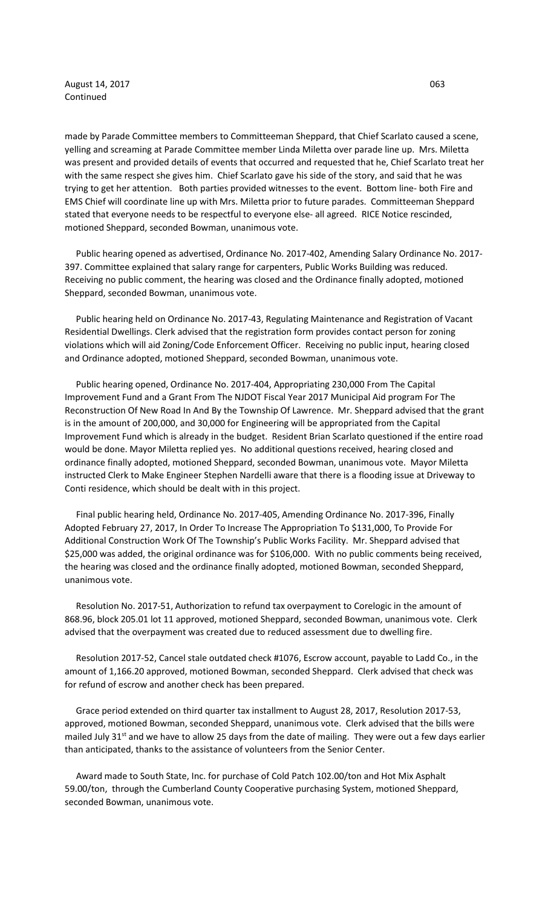August 14, 2017 Continued

made by Parade Committee members to Committeeman Sheppard, that Chief Scarlato caused a scene, yelling and screaming at Parade Committee member Linda Miletta over parade line up. Mrs. Miletta was present and provided details of events that occurred and requested that he, Chief Scarlato treat her with the same respect she gives him. Chief Scarlato gave his side of the story, and said that he was trying to get her attention. Both parties provided witnesses to the event. Bottom line- both Fire and EMS Chief will coordinate line up with Mrs. Miletta prior to future parades. Committeeman Sheppard stated that everyone needs to be respectful to everyone else- all agreed. RICE Notice rescinded, motioned Sheppard, seconded Bowman, unanimous vote.

Public hearing opened as advertised, Ordinance No. 2017-402, Amending Salary Ordinance No. 2017-397. Committee explained that salary range for carpenters, Public Works Building was reduced. Receiving no public comment, the hearing was closed and the Ordinance finally adopted, motioned Sheppard, seconded Bowman, unanimous vote.

Public hearing held on Ordinance No. 2017-43, Regulating Maintenance and Registration of Vacant Residential Dwellings. Clerk advised that the registration form provides contact person for zoning violations which will aid Zoning/Code Enforcement Officer. Receiving no public input, hearing closed and Ordinance adopted, motioned Sheppard, seconded Bowman, unanimous vote.

Public hearing opened, Ordinance No. 2017-404, Appropriating 230,000 From The Capital Improvement Fund and a Grant From The NJDOT Fiscal Year 2017 Municipal Aid program For The Reconstruction Of New Road In And By the Township Of Lawrence. Mr. Sheppard advised that the grant is in the amount of 200,000, and 30,000 for Engineering will be appropriated from the Capital Improvement Fund which is already in the budget. Resident Brian Scarlato questioned if the entire road would be done. Mayor Miletta replied yes. No additional questions received, hearing closed and ordinance finally adopted, motioned Sheppard, seconded Bowman, unanimous vote. Mayor Miletta instructed Clerk to Make Engineer Stephen Nardelli aware that there is a flooding issue at Driveway to Conti residence, which should be dealt with in this project.

Final public hearing held, Ordinance No. 2017-405, Amending Ordinance No. 2017-396, Finally Adopted February 27, 2017, In Order To Increase The Appropriation To $131,000, To Provide For Additional Construction Work Of The Township's Public Works Facility. Mr. Sheppard advised that $25,000 was added, the original ordinance was for $106,000. With no public comments being received, the hearing was closed and the ordinance finally adopted, motioned Bowman, seconded Sheppard, unanimous vote.

Resolution No. 2017-51, Authorization to refund tax overpayment to Corelogic in the amount of 868.96, block 205.01 lot 11 approved, motioned Sheppard, seconded Bowman, unanimous vote. Clerk advised that the overpayment was created due to reduced assessment due to dwelling fire.

Resolution 2017-52, Cancel stale outdated check #1076, Escrow account, payable to Ladd Co., in the amount of 1,166.20 approved, motioned Bowman, seconded Sheppard. Clerk advised that check was for refund of escrow and another check has been prepared.

Grace period extended on third quarter tax installment to August 28, 2017, Resolution 2017-53, approved, motioned Bowman, seconded Sheppard, unanimous vote. Clerk advised that the bills were mailed July 31st and we have to allow 25 days from the date of mailing. They were out a few days earlier than anticipated, thanks to the assistance of volunteers from the Senior Center.

Award made to South State, Inc. for purchase of Cold Patch 102.00/ton and Hot Mix Asphalt 59.00/ton, through the Cumberland County Cooperative purchasing System, motioned Sheppard, seconded Bowman, unanimous vote.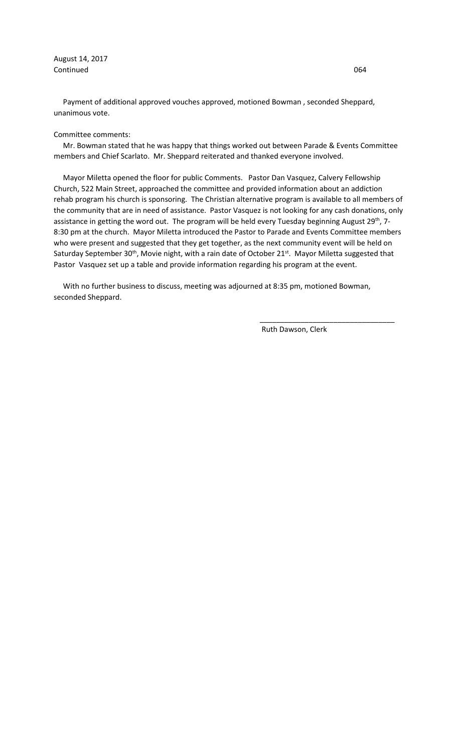August 14, 2017
Continued

Payment of additional approved vouches approved, motioned Bowman , seconded Sheppard, unanimous vote.

Committee comments:

Mr. Bowman stated that he was happy that things worked out between Parade & Events Committee members and Chief Scarlato. Mr. Sheppard reiterated and thanked everyone involved.

Mayor Miletta opened the floor for public Comments. Pastor Dan Vasquez, Calvery Fellowship Church, 522 Main Street, approached the committee and provided information about an addiction rehab program his church is sponsoring. The Christian alternative program is available to all members of the community that are in need of assistance. Pastor Vasquez is not looking for any cash donations, only assistance in getting the word out. The program will be held every Tuesday beginning August 29th, 7-8:30 pm at the church. Mayor Miletta introduced the Pastor to Parade and Events Committee members who were present and suggested that they get together, as the next community event will be held on Saturday September 30th, Movie night, with a rain date of October 21st. Mayor Miletta suggested that Pastor Vasquez set up a table and provide information regarding his program at the event.

With no further business to discuss, meeting was adjourned at 8:35 pm, motioned Bowman, seconded Sheppard.

\_\_\_\_\_\_\_\_\_\_\_\_\_\_\_\_\_\_\_\_\_\_\_\_\_\_\_\_\_\_\_\_\_\_

Ruth Dawson, Clerk